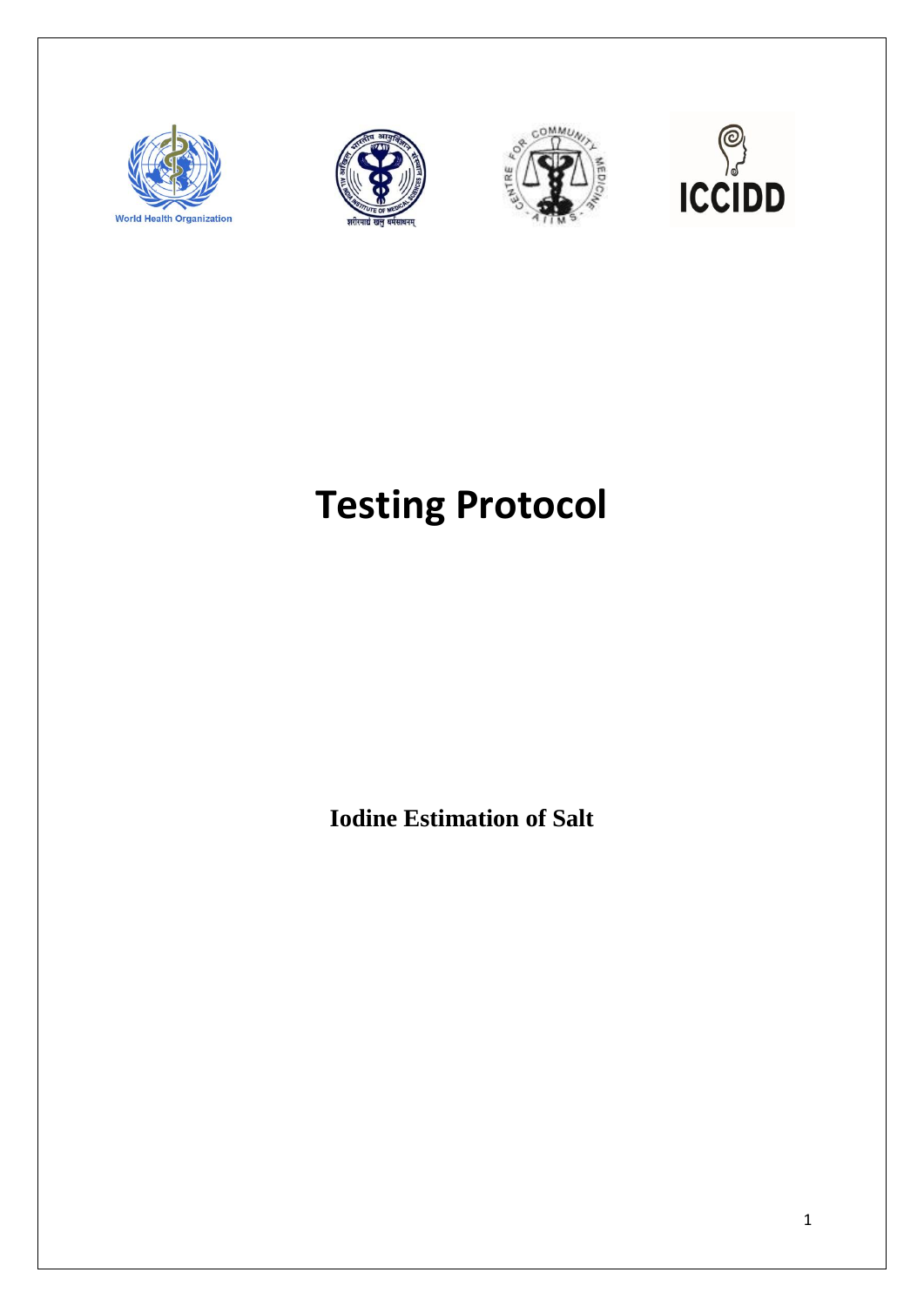# Testing Protocol

**Iodine Estimation of Salt**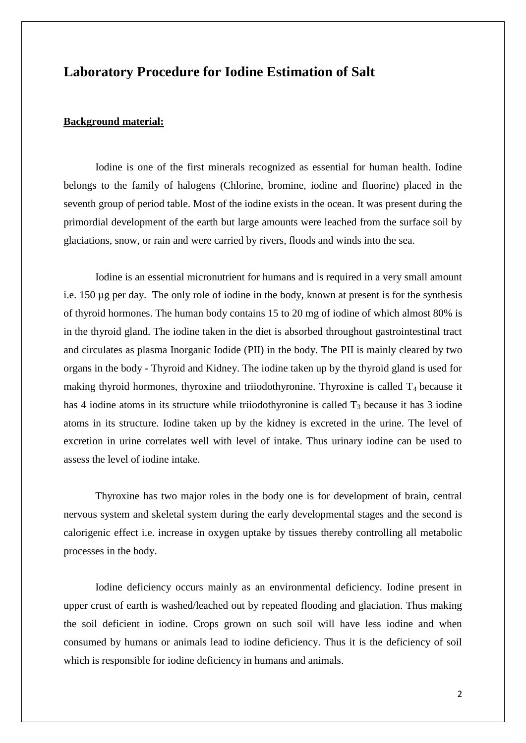# Laboratory Procedure for Iodine Estimation of Salt

**Background material:**

Iodine is one of the first minerals recognized as essential for human health. Iodine belongs to the family of halogens (Chlorine, bromine, iodine and fluorine) placed in the seventh group of period table. Most of the iodine exists in the ocean. It was present during the primordial development of the earth but large amounts were leached from the surface soil by glaciations, snow, or rain and were carried by rivers, floods and winds into the sea.

Iodine is an essential micronutrient for humans and is required in a very small amount i.e. 150 µg per day. The only role of iodine in the body, known at present is for the synthesis of thyroid hormones. The human body contains 15 to 20 mg of iodine of which almost 80% is in the thyroid gland. The iodine taken in the diet is absorbed throughout gastrointestinal tract and circulates as plasma Inorganic Iodide (PII) in the body. The PII is mainly cleared by two organs in the body - Thyroid and Kidney. The iodine taken up by the thyroid gland is used for making thyroid hormones, thyroxine and triiodothyronine. Thyroxine is called $T_4$ because it has 4 iodine atoms in its structure while triiodothyronine is called $T_3$ because it has 3 iodine atoms in its structure. Iodine taken up by the kidney is excreted in the urine. The level of excretion in urine correlates well with level of intake. Thus urinary iodine can be used to assess the level of iodine intake.

Thyroxine has two major roles in the body one is for development of brain, central nervous system and skeletal system during the early developmental stages and the second is calorigenic effect i.e. increase in oxygen uptake by tissues thereby controlling all metabolic processes in the body.

Iodine deficiency occurs mainly as an environmental deficiency. Iodine present in upper crust of earth is washed/leached out by repeated flooding and glaciation. Thus making the soil deficient in iodine. Crops grown on such soil will have less iodine and when consumed by humans or animals lead to iodine deficiency. Thus it is the deficiency of soil which is responsible for iodine deficiency in humans and animals.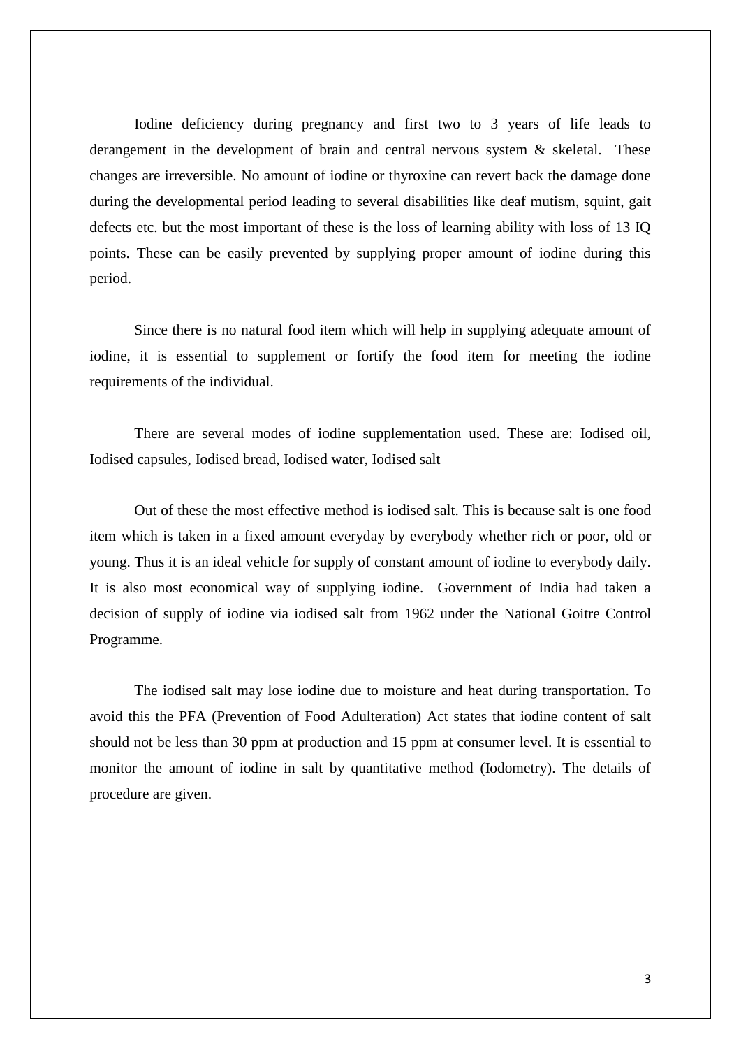Iodine deficiency during pregnancy and first two to 3 years of life leads to derangement in the development of brain and central nervous system & skeletal. These changes are irreversible. No amount of iodine or thyroxine can revert back the damage done during the developmental period leading to several disabilities like deaf mutism, squint, gait defects etc. but the most important of these is the loss of learning ability with loss of 13 IQ points. These can be easily prevented by supplying proper amount of iodine during this period.

Since there is no natural food item which will help in supplying adequate amount of iodine, it is essential to supplement or fortify the food item for meeting the iodine requirements of the individual.

There are several modes of iodine supplementation used. These are: Iodised oil, Iodised capsules, Iodised bread, Iodised water, Iodised salt

Out of these the most effective method is iodised salt. This is because salt is one food item which is taken in a fixed amount everyday by everybody whether rich or poor, old or young. Thus it is an ideal vehicle for supply of constant amount of iodine to everybody daily. It is also most economical way of supplying iodine. Government of India had taken a decision of supply of iodine via iodised salt from 1962 under the National Goitre Control Programme.

The iodised salt may lose iodine due to moisture and heat during transportation. To avoid this the PFA (Prevention of Food Adulteration) Act states that iodine content of salt should not be less than 30 ppm at production and 15 ppm at consumer level. It is essential to monitor the amount of iodine in salt by quantitative method (Iodometry). The details of procedure are given.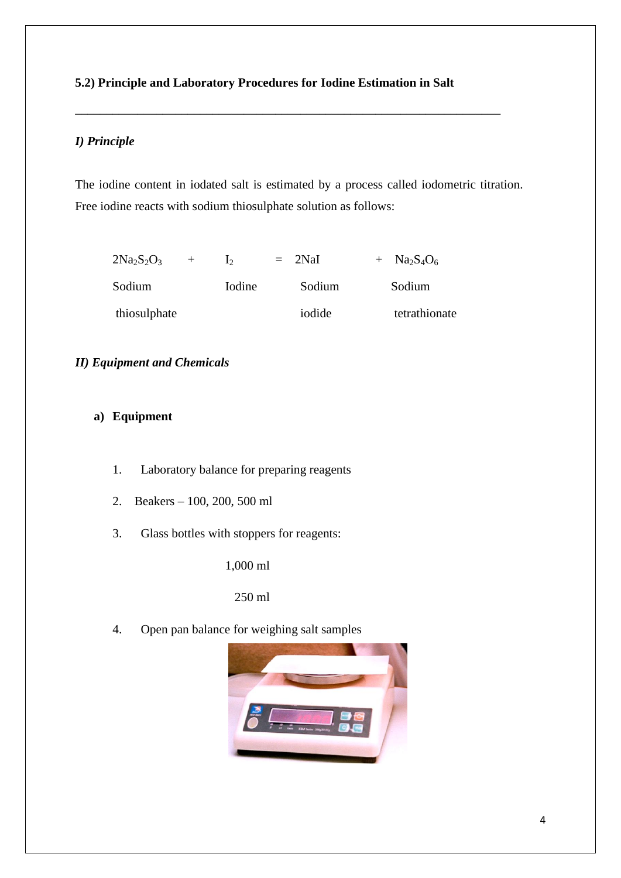### 5.2) Principle and Laboratory Procedures for Iodine Estimation in Salt

---

#### *I) Principle*

The iodine content in iodated salt is estimated by a process called iodometric titration. Free iodine reacts with sodium thiosulphate solution as follows:

$$2Na_2S_2O_3 + I_2 = 2NaI + Na_4S_4O_6$$

| $2Na_2S_2O_3$ | + | $I_2$ | = | $2NaI$ | + | $Na_2S_4O_6$ |
|---|---|---|---|---|---|---|
| Sodium thiosulphate | | Iodine | | Sodium iodide | | Sodium tetrathionate |

#### *II) Equipment and Chemicals*

**a) Equipment**

1. Laboratory balance for preparing reagents
2. Beakers – 100, 200, 500 ml
3. Glass bottles with stoppers for reagents:

   1,000 ml

   250 ml
4. Open pan balance for weighing salt samples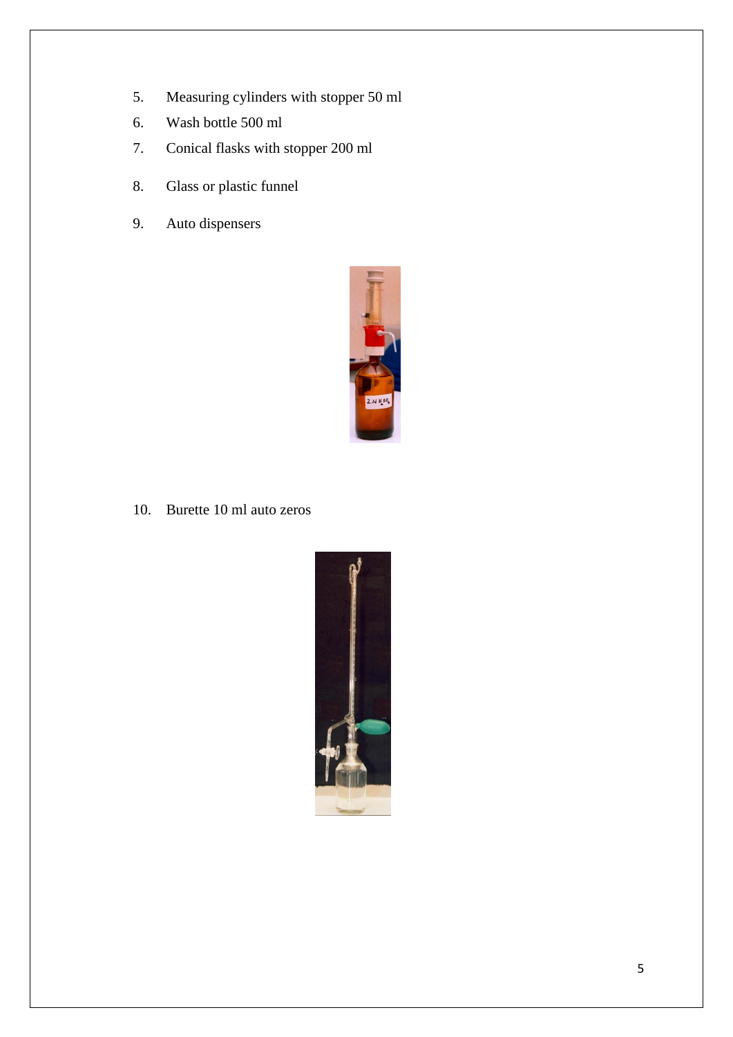5. Measuring cylinders with stopper 50 ml
6. Wash bottle 500 ml
7. Conical flasks with stopper 200 ml
8. Glass or plastic funnel
9. Auto dispensers
10. Burette 10 ml auto zeros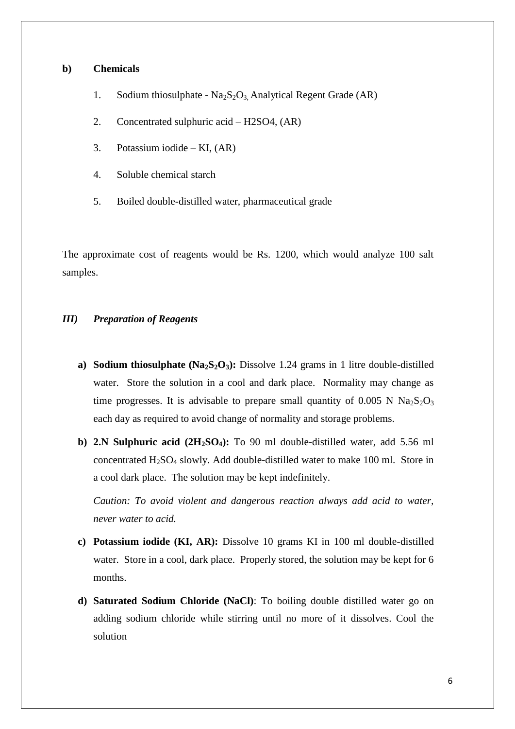**b) Chemicals**

1. Sodium thiosulphate - $Na_2S_2O_3$, Analytical Regent Grade (AR)
2. Concentrated sulphuric acid – H2SO4, (AR)
3. Potassium iodide – KI, (AR)
4. Soluble chemical starch
5. Boiled double-distilled water, pharmaceutical grade

The approximate cost of reagents would be Rs. 1200, which would analyze 100 salt samples.

### *III) Preparation of Reagents*

a) **Sodium thiosulphate ($Na_2S_2O_3$):** Dissolve 1.24 grams in 1 litre double-distilled water. Store the solution in a cool and dark place. Normality may change as time progresses. It is advisable to prepare small quantity of 0.005 N $Na_2S_2O_3$ each day as required to avoid change of normality and storage problems.

b) **2.N Sulphuric acid ($2H_2SO_4$):** To 90 ml double-distilled water, add 5.56 ml concentrated $H_2SO_4$ slowly. Add double-distilled water to make 100 ml. Store in a cool dark place. The solution may be kept indefinitely.

   *Caution: To avoid violent and dangerous reaction always add acid to water, never water to acid.*

c) **Potassium iodide (KI, AR):** Dissolve 10 grams KI in 100 ml double-distilled water. Store in a cool, dark place. Properly stored, the solution may be kept for 6 months.

d) **Saturated Sodium Chloride (NaCl)**: To boiling double distilled water go on adding sodium chloride while stirring until no more of it dissolves. Cool the solution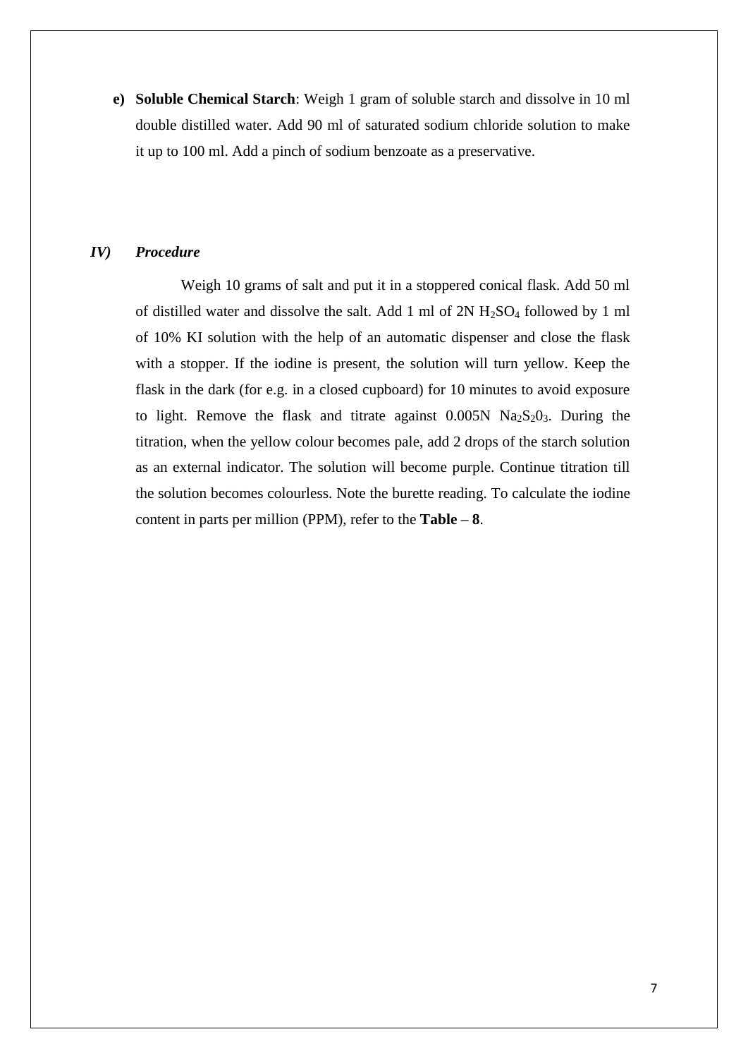e) **Soluble Chemical Starch**: Weigh 1 gram of soluble starch and dissolve in 10 ml double distilled water. Add 90 ml of saturated sodium chloride solution to make it up to 100 ml. Add a pinch of sodium benzoate as a preservative.

### *IV) Procedure*

Weigh 10 grams of salt and put it in a stoppered conical flask. Add 50 ml of distilled water and dissolve the salt. Add 1 ml of 2N $H_2SO_4$ followed by 1 ml of 10% KI solution with the help of an automatic dispenser and close the flask with a stopper. If the iodine is present, the solution will turn yellow. Keep the flask in the dark (for e.g. in a closed cupboard) for 10 minutes to avoid exposure to light. Remove the flask and titrate against 0.005N $Na_2S_20_3$. During the titration, when the yellow colour becomes pale, add 2 drops of the starch solution as an external indicator. The solution will become purple. Continue titration till the solution becomes colourless. Note the burette reading. To calculate the iodine content in parts per million (PPM), refer to the **Table – 8**.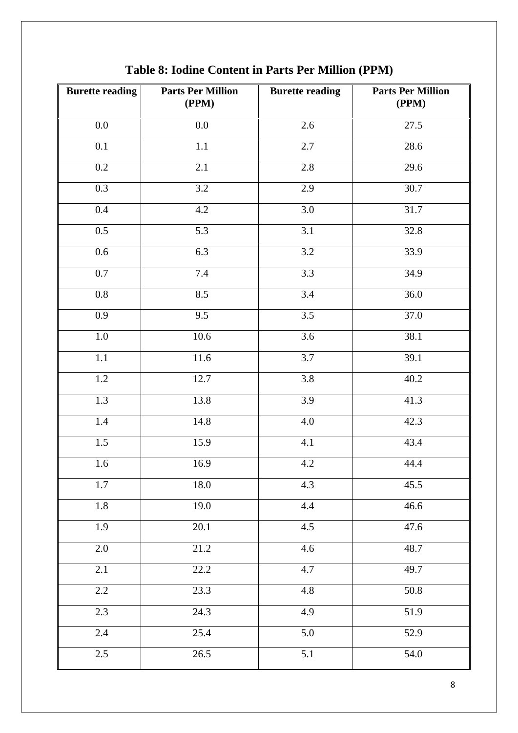**Table 8: Iodine Content in Parts Per Million (PPM)**

| Burette reading | Parts Per Million (PPM) | Burette reading | Parts Per Million (PPM) |
|---|---|---|---|
| 0.0 | 0.0 | 2.6 | 27.5 |
| 0.1 | 1.1 | 2.7 | 28.6 |
| 0.2 | 2.1 | 2.8 | 29.6 |
| 0.3 | 3.2 | 2.9 | 30.7 |
| 0.4 | 4.2 | 3.0 | 31.7 |
| 0.5 | 5.3 | 3.1 | 32.8 |
| 0.6 | 6.3 | 3.2 | 33.9 |
| 0.7 | 7.4 | 3.3 | 34.9 |
| 0.8 | 8.5 | 3.4 | 36.0 |
| 0.9 | 9.5 | 3.5 | 37.0 |
| 1.0 | 10.6 | 3.6 | 38.1 |
| 1.1 | 11.6 | 3.7 | 39.1 |
| 1.2 | 12.7 | 3.8 | 40.2 |
| 1.3 | 13.8 | 3.9 | 41.3 |
| 1.4 | 14.8 | 4.0 | 42.3 |
| 1.5 | 15.9 | 4.1 | 43.4 |
| 1.6 | 16.9 | 4.2 | 44.4 |
| 1.7 | 18.0 | 4.3 | 45.5 |
| 1.8 | 19.0 | 4.4 | 46.6 |
| 1.9 | 20.1 | 4.5 | 47.6 |
| 2.0 | 21.2 | 4.6 | 48.7 |
| 2.1 | 22.2 | 4.7 | 49.7 |
| 2.2 | 23.3 | 4.8 | 50.8 |
| 2.3 | 24.3 | 4.9 | 51.9 |
| 2.4 | 25.4 | 5.0 | 52.9 |
| 2.5 | 26.5 | 5.1 | 54.0 |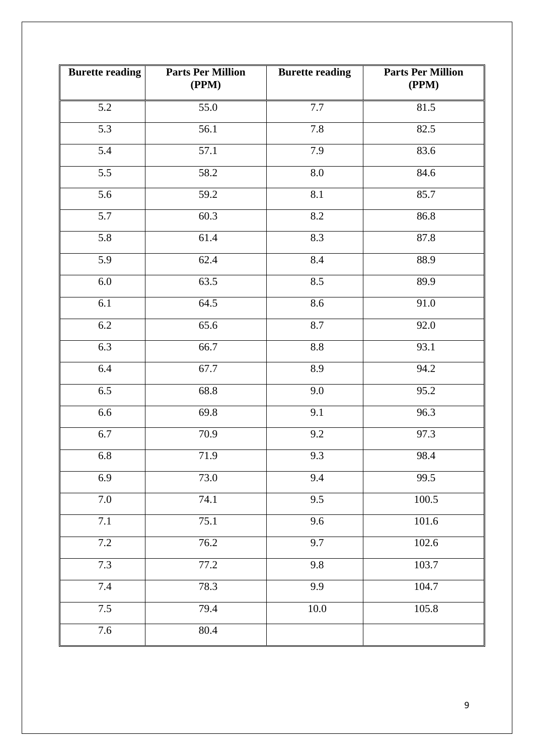| Burette reading | Parts Per Million (PPM) | Burette reading | Parts Per Million (PPM) |
|---|---|---|---|
| 5.2 | 55.0 | 7.7 | 81.5 |
| 5.3 | 56.1 | 7.8 | 82.5 |
| 5.4 | 57.1 | 7.9 | 83.6 |
| 5.5 | 58.2 | 8.0 | 84.6 |
| 5.6 | 59.2 | 8.1 | 85.7 |
| 5.7 | 60.3 | 8.2 | 86.8 |
| 5.8 | 61.4 | 8.3 | 87.8 |
| 5.9 | 62.4 | 8.4 | 88.9 |
| 6.0 | 63.5 | 8.5 | 89.9 |
| 6.1 | 64.5 | 8.6 | 91.0 |
| 6.2 | 65.6 | 8.7 | 92.0 |
| 6.3 | 66.7 | 8.8 | 93.1 |
| 6.4 | 67.7 | 8.9 | 94.2 |
| 6.5 | 68.8 | 9.0 | 95.2 |
| 6.6 | 69.8 | 9.1 | 96.3 |
| 6.7 | 70.9 | 9.2 | 97.3 |
| 6.8 | 71.9 | 9.3 | 98.4 |
| 6.9 | 73.0 | 9.4 | 99.5 |
| 7.0 | 74.1 | 9.5 | 100.5 |
| 7.1 | 75.1 | 9.6 | 101.6 |
| 7.2 | 76.2 | 9.7 | 102.6 |
| 7.3 | 77.2 | 9.8 | 103.7 |
| 7.4 | 78.3 | 9.9 | 104.7 |
| 7.5 | 79.4 | 10.0 | 105.8 |
| 7.6 | 80.4 | | |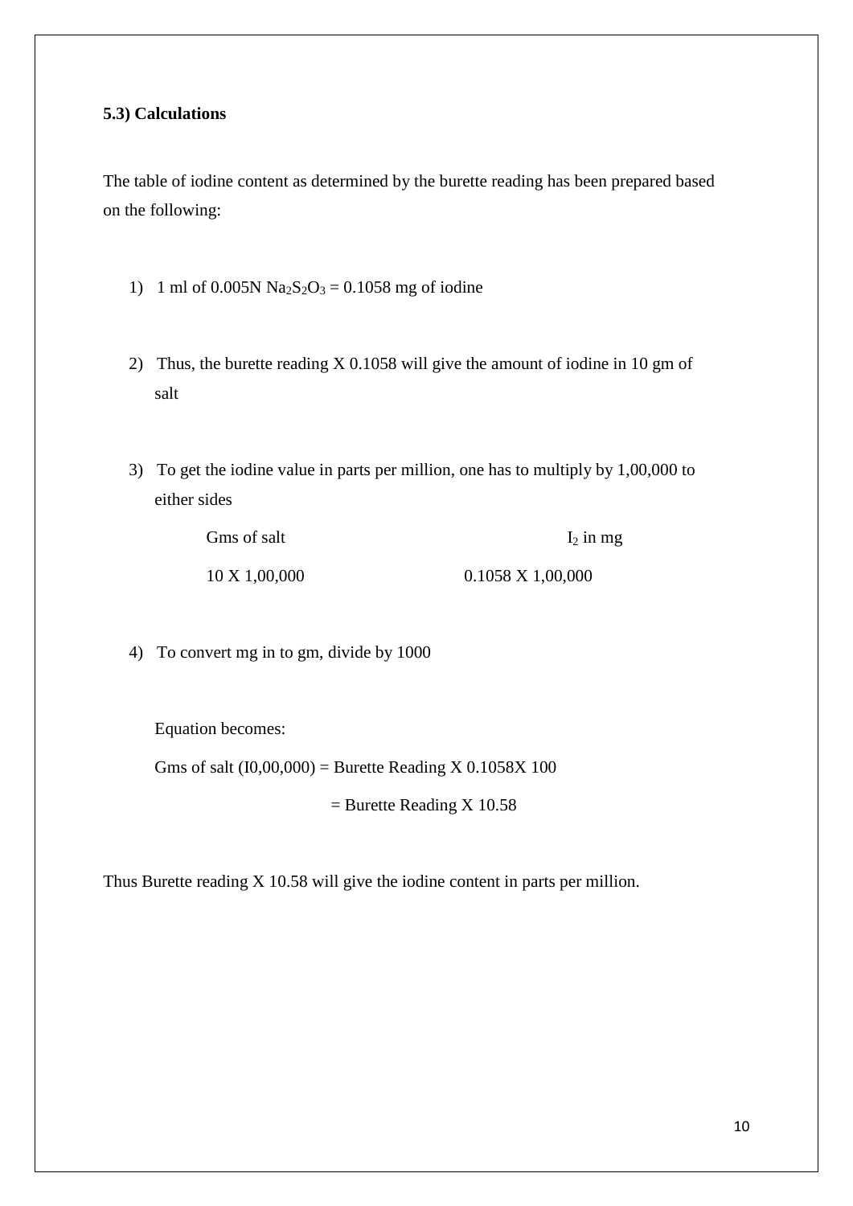**5.3) Calculations**

The table of iodine content as determined by the burette reading has been prepared based on the following:

1) 1 ml of 0.005N $Na_2S_2O_3$ = 0.1058 mg of iodine

2) Thus, the burette reading X 0.1058 will give the amount of iodine in 10 gm of salt

3) To get the iodine value in parts per million, one has to multiply by 1,00,000 to either sides

| Gms of salt | $I_2$ in mg |
|---|---|
| 10 X 1,00,000 | 0.1058 X 1,00,000 |

4) To convert mg in to gm, divide by 1000

   Equation becomes:

   Gms of salt (I0,00,000) = Burette Reading X 0.1058X 100

   = Burette Reading X 10.58

Thus Burette reading X 10.58 will give the iodine content in parts per million.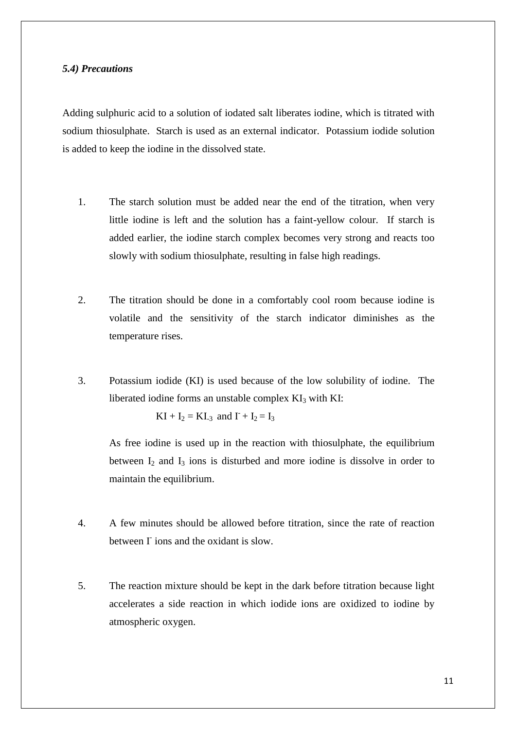***5.4) Precautions***

Adding sulphuric acid to a solution of iodated salt liberates iodine, which is titrated with sodium thiosulphate. Starch is used as an external indicator. Potassium iodide solution is added to keep the iodine in the dissolved state.

1. The starch solution must be added near the end of the titration, when very little iodine is left and the solution has a faint-yellow colour. If starch is added earlier, the iodine starch complex becomes very strong and reacts too slowly with sodium thiosulphate, resulting in false high readings.

2. The titration should be done in a comfortably cool room because iodine is volatile and the sensitivity of the starch indicator diminishes as the temperature rises.

3. Potassium iodide (KI) is used because of the low solubility of iodine. The liberated iodine forms an unstable complex $KI_3$ with KI:

   $KI + I_2 = KI_{-3}$ and $I^- + I_2 = I_3$

   As free iodine is used up in the reaction with thiosulphate, the equilibrium between $I_2$ and $I_3$ ions is disturbed and more iodine is dissolve in order to maintain the equilibrium.

4. A few minutes should be allowed before titration, since the rate of reaction between $I^-$ ions and the oxidant is slow.

5. The reaction mixture should be kept in the dark before titration because light accelerates a side reaction in which iodide ions are oxidized to iodine by atmospheric oxygen.